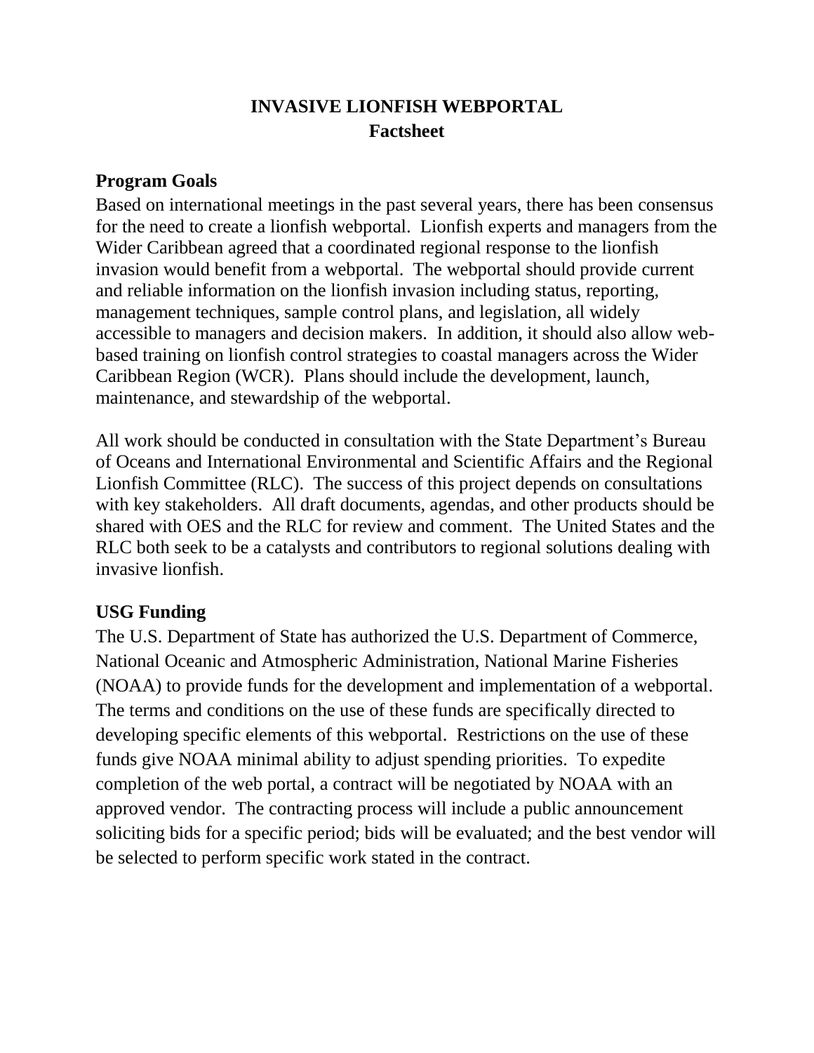# INVASIVE LIONFISH WEBPORTAL
## Factsheet

### Program Goals

Based on international meetings in the past several years, there has been consensus for the need to create a lionfish webportal. Lionfish experts and managers from the Wider Caribbean agreed that a coordinated regional response to the lionfish invasion would benefit from a webportal. The webportal should provide current and reliable information on the lionfish invasion including status, reporting, management techniques, sample control plans, and legislation, all widely accessible to managers and decision makers. In addition, it should also allow web-based training on lionfish control strategies to coastal managers across the Wider Caribbean Region (WCR). Plans should include the development, launch, maintenance, and stewardship of the webportal.

All work should be conducted in consultation with the State Department's Bureau of Oceans and International Environmental and Scientific Affairs and the Regional Lionfish Committee (RLC). The success of this project depends on consultations with key stakeholders. All draft documents, agendas, and other products should be shared with OES and the RLC for review and comment. The United States and the RLC both seek to be a catalysts and contributors to regional solutions dealing with invasive lionfish.

### USG Funding

The U.S. Department of State has authorized the U.S. Department of Commerce, National Oceanic and Atmospheric Administration, National Marine Fisheries (NOAA) to provide funds for the development and implementation of a webportal. The terms and conditions on the use of these funds are specifically directed to developing specific elements of this webportal. Restrictions on the use of these funds give NOAA minimal ability to adjust spending priorities. To expedite completion of the web portal, a contract will be negotiated by NOAA with an approved vendor. The contracting process will include a public announcement soliciting bids for a specific period; bids will be evaluated; and the best vendor will be selected to perform specific work stated in the contract.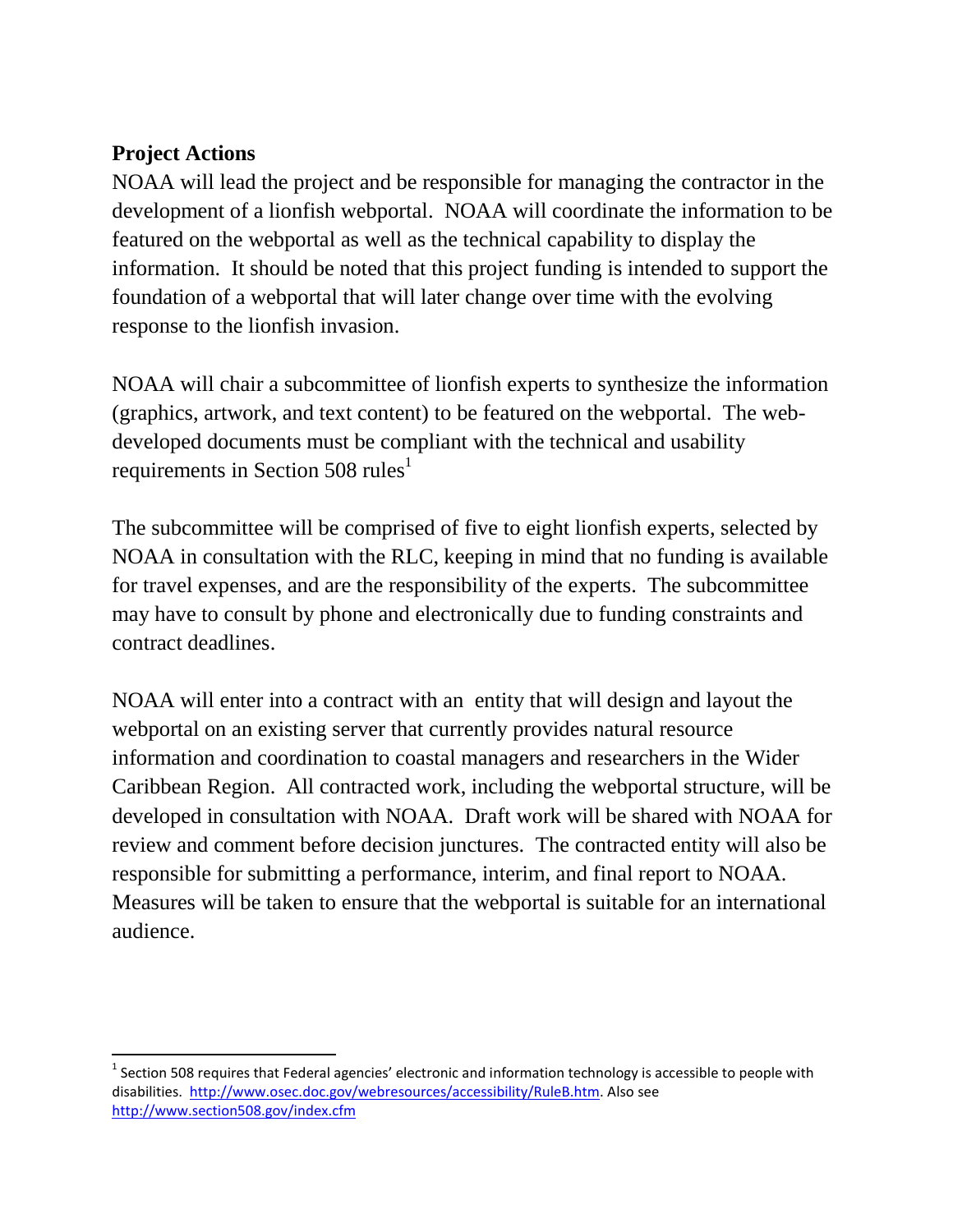**Project Actions**

NOAA will lead the project and be responsible for managing the contractor in the development of a lionfish webportal. NOAA will coordinate the information to be featured on the webportal as well as the technical capability to display the information. It should be noted that this project funding is intended to support the foundation of a webportal that will later change over time with the evolving response to the lionfish invasion.

NOAA will chair a subcommittee of lionfish experts to synthesize the information (graphics, artwork, and text content) to be featured on the webportal. The web-developed documents must be compliant with the technical and usability requirements in Section 508 rules[1]

The subcommittee will be comprised of five to eight lionfish experts, selected by NOAA in consultation with the RLC, keeping in mind that no funding is available for travel expenses, and are the responsibility of the experts. The subcommittee may have to consult by phone and electronically due to funding constraints and contract deadlines.

NOAA will enter into a contract with an entity that will design and layout the webportal on an existing server that currently provides natural resource information and coordination to coastal managers and researchers in the Wider Caribbean Region. All contracted work, including the webportal structure, will be developed in consultation with NOAA. Draft work will be shared with NOAA for review and comment before decision junctures. The contracted entity will also be responsible for submitting a performance, interim, and final report to NOAA. Measures will be taken to ensure that the webportal is suitable for an international audience.

---

[1] Section 508 requires that Federal agencies' electronic and information technology is accessible to people with disabilities. http://www.osec.doc.gov/webresources/accessibility/RuleB.htm. Also see http://www.section508.gov/index.cfm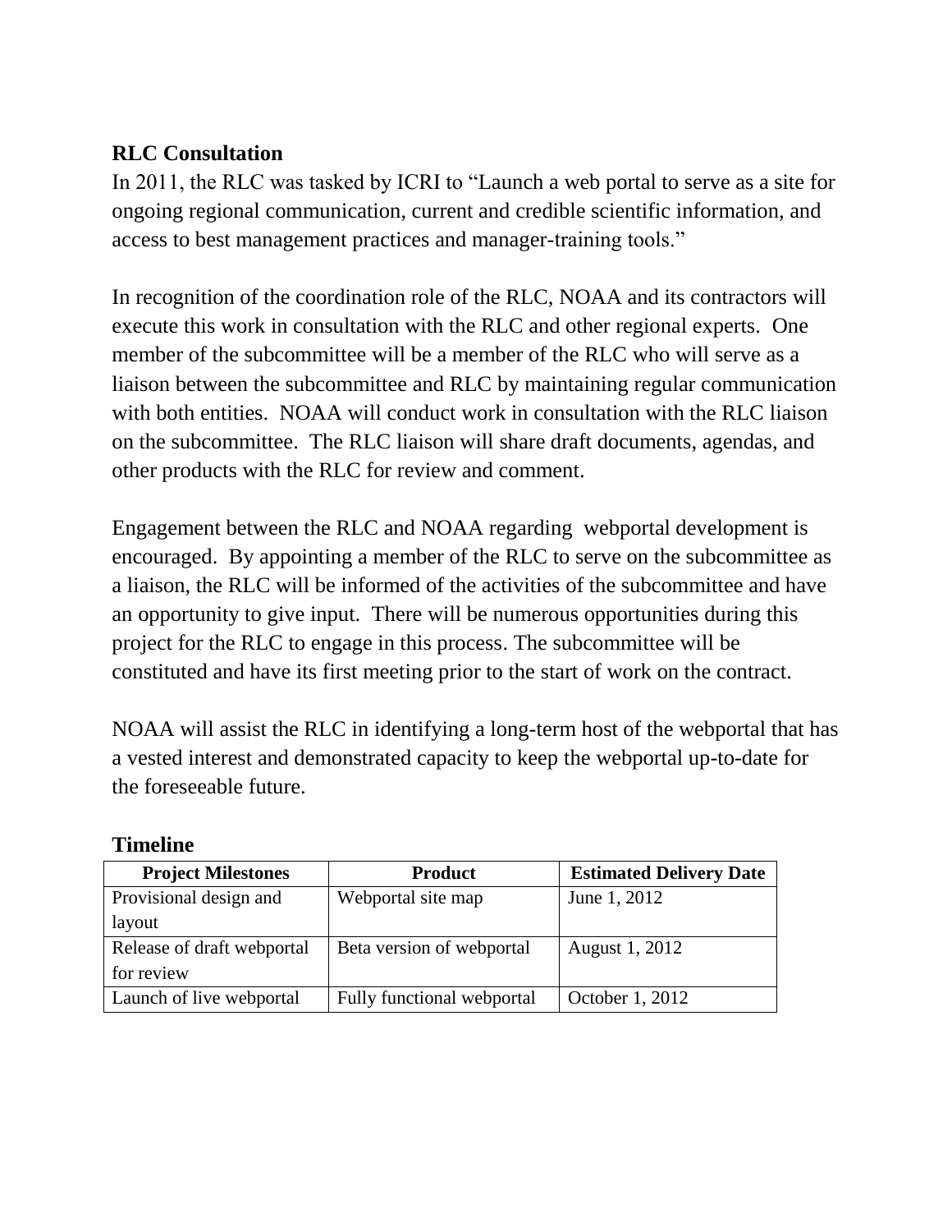**RLC Consultation**

In 2011, the RLC was tasked by ICRI to "Launch a web portal to serve as a site for ongoing regional communication, current and credible scientific information, and access to best management practices and manager-training tools."

In recognition of the coordination role of the RLC, NOAA and its contractors will execute this work in consultation with the RLC and other regional experts. One member of the subcommittee will be a member of the RLC who will serve as a liaison between the subcommittee and RLC by maintaining regular communication with both entities. NOAA will conduct work in consultation with the RLC liaison on the subcommittee. The RLC liaison will share draft documents, agendas, and other products with the RLC for review and comment.

Engagement between the RLC and NOAA regarding webportal development is encouraged. By appointing a member of the RLC to serve on the subcommittee as a liaison, the RLC will be informed of the activities of the subcommittee and have an opportunity to give input. There will be numerous opportunities during this project for the RLC to engage in this process. The subcommittee will be constituted and have its first meeting prior to the start of work on the contract.

NOAA will assist the RLC in identifying a long-term host of the webportal that has a vested interest and demonstrated capacity to keep the webportal up-to-date for the foreseeable future.

**Timeline**

| Project Milestones | Product | Estimated Delivery Date |
|---|---|---|
| Provisional design and layout | Webportal site map | June 1, 2012 |
| Release of draft webportal for review | Beta version of webportal | August 1, 2012 |
| Launch of live webportal | Fully functional webportal | October 1, 2012 |